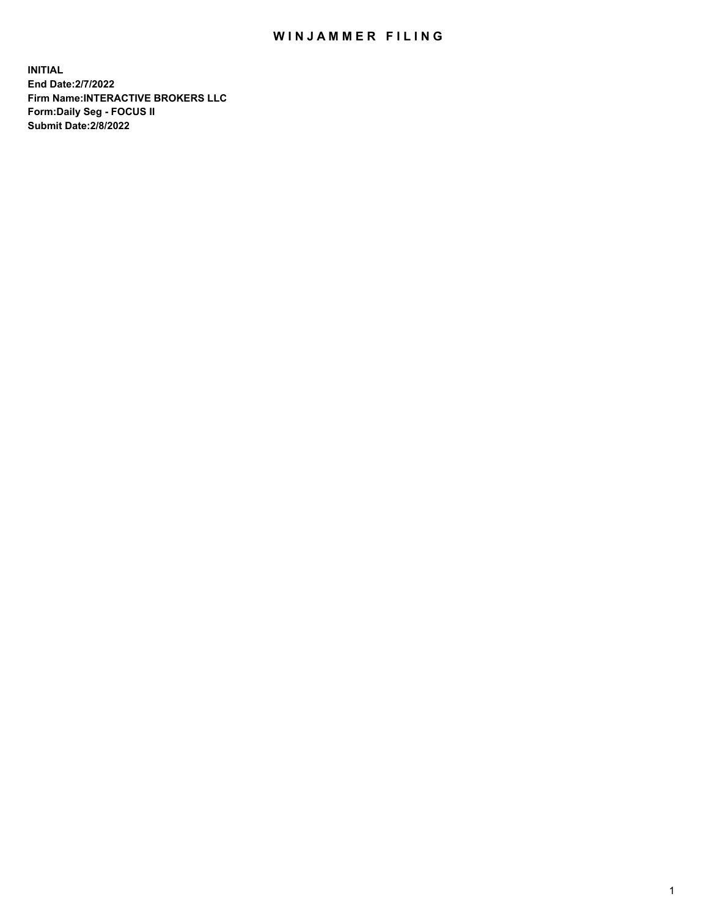# WINJAMMER FILING

**INITIAL**
**End Date:2/7/2022**
**Firm Name:INTERACTIVE BROKERS LLC**
**Form:Daily Seg - FOCUS II**
**Submit Date:2/8/2022**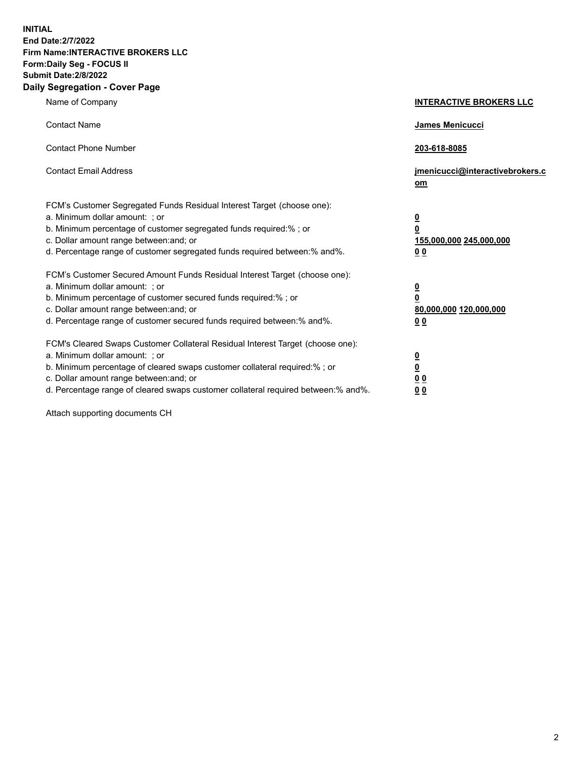**INITIAL**
**End Date:2/7/2022**
**Firm Name:INTERACTIVE BROKERS LLC**
**Form:Daily Seg - FOCUS II**
**Submit Date:2/8/2022**

## Daily Segregation - Cover Page

| | |
|---|---|
| Name of Company | **INTERACTIVE BROKERS LLC** |
| Contact Name | **James Menicucci** |
| Contact Phone Number | **203-618-8085** |
| Contact Email Address | **jmenicucci@interactivebrokers.com** |
| FCM's Customer Segregated Funds Residual Interest Target (choose one): | |
| a. Minimum dollar amount: ; or | **0** |
| b. Minimum percentage of customer segregated funds required:% ; or | **0** |
| c. Dollar amount range between:and; or | **155,000,000 245,000,000** |
| d. Percentage range of customer segregated funds required between:% and%. | **0 0** |
| FCM's Customer Secured Amount Funds Residual Interest Target (choose one): | |
| a. Minimum dollar amount: ; or | **0** |
| b. Minimum percentage of customer secured funds required:% ; or | **0** |
| c. Dollar amount range between:and; or | **80,000,000 120,000,000** |
| d. Percentage range of customer secured funds required between:% and%. | **0 0** |
| FCM's Cleared Swaps Customer Collateral Residual Interest Target (choose one): | |
| a. Minimum dollar amount: ; or | **0** |
| b. Minimum percentage of cleared swaps customer collateral required:% ; or | **0** |
| c. Dollar amount range between:and; or | **0 0** |
| d. Percentage range of cleared swaps customer collateral required between:% and%. | **0 0** |

Attach supporting documents CH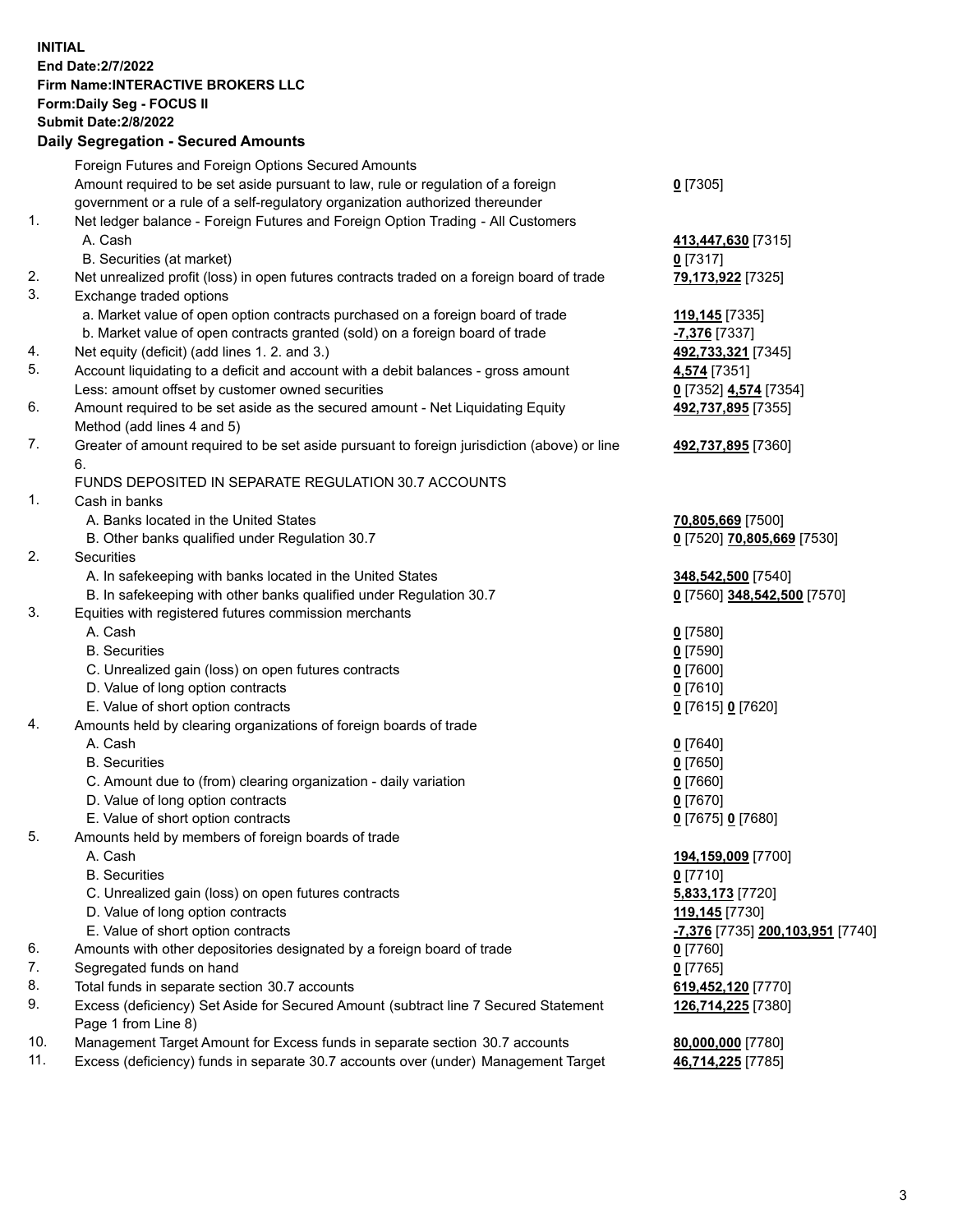**INITIAL**
**End Date:2/7/2022**
**Firm Name:INTERACTIVE BROKERS LLC**
**Form:Daily Seg - FOCUS II**
**Submit Date:2/8/2022**

**Daily Segregation - Secured Amounts**

| | | |
|---|---|---|
| | Foreign Futures and Foreign Options Secured Amounts | |
| | Amount required to be set aside pursuant to law, rule or regulation of a foreign government or a rule of a self-regulatory organization authorized thereunder | **0** [7305] |
| 1. | Net ledger balance - Foreign Futures and Foreign Option Trading - All Customers | |
| | A. Cash | **413,447,630** [7315] |
| | B. Securities (at market) | **0** [7317] |
| 2. | Net unrealized profit (loss) in open futures contracts traded on a foreign board of trade | **79,173,922** [7325] |
| 3. | Exchange traded options | |
| | a. Market value of open option contracts purchased on a foreign board of trade | **119,145** [7335] |
| | b. Market value of open contracts granted (sold) on a foreign board of trade | **-7,376** [7337] |
| 4. | Net equity (deficit) (add lines 1. 2. and 3.) | **492,733,321** [7345] |
| 5. | Account liquidating to a deficit and account with a debit balances - gross amount | **4,574** [7351] |
| | Less: amount offset by customer owned securities | **0** [7352] **4,574** [7354] |
| 6. | Amount required to be set aside as the secured amount - Net Liquidating Equity Method (add lines 4 and 5) | **492,737,895** [7355] |
| 7. | Greater of amount required to be set aside pursuant to foreign jurisdiction (above) or line 6. | **492,737,895** [7360] |
| | FUNDS DEPOSITED IN SEPARATE REGULATION 30.7 ACCOUNTS | |
| 1. | Cash in banks | |
| | A. Banks located in the United States | **70,805,669** [7500] |
| | B. Other banks qualified under Regulation 30.7 | **0** [7520] **70,805,669** [7530] |
| 2. | Securities | |
| | A. In safekeeping with banks located in the United States | **348,542,500** [7540] |
| | B. In safekeeping with other banks qualified under Regulation 30.7 | **0** [7560] **348,542,500** [7570] |
| 3. | Equities with registered futures commission merchants | |
| | A. Cash | **0** [7580] |
| | B. Securities | **0** [7590] |
| | C. Unrealized gain (loss) on open futures contracts | **0** [7600] |
| | D. Value of long option contracts | **0** [7610] |
| | E. Value of short option contracts | **0** [7615] **0** [7620] |
| 4. | Amounts held by clearing organizations of foreign boards of trade | |
| | A. Cash | **0** [7640] |
| | B. Securities | **0** [7650] |
| | C. Amount due to (from) clearing organization - daily variation | **0** [7660] |
| | D. Value of long option contracts | **0** [7670] |
| | E. Value of short option contracts | **0** [7675] **0** [7680] |
| 5. | Amounts held by members of foreign boards of trade | |
| | A. Cash | **194,159,009** [7700] |
| | B. Securities | **0** [7710] |
| | C. Unrealized gain (loss) on open futures contracts | **5,833,173** [7720] |
| | D. Value of long option contracts | **119,145** [7730] |
| | E. Value of short option contracts | **-7,376** [7735] **200,103,951** [7740] |
| 6. | Amounts with other depositories designated by a foreign board of trade | **0** [7760] |
| 7. | Segregated funds on hand | **0** [7765] |
| 8. | Total funds in separate section 30.7 accounts | **619,452,120** [7770] |
| 9. | Excess (deficiency) Set Aside for Secured Amount (subtract line 7 Secured Statement Page 1 from Line 8) | **126,714,225** [7380] |
| 10. | Management Target Amount for Excess funds in separate section 30.7 accounts | **80,000,000** [7780] |
| 11. | Excess (deficiency) funds in separate 30.7 accounts over (under) Management Target | **46,714,225** [7785] |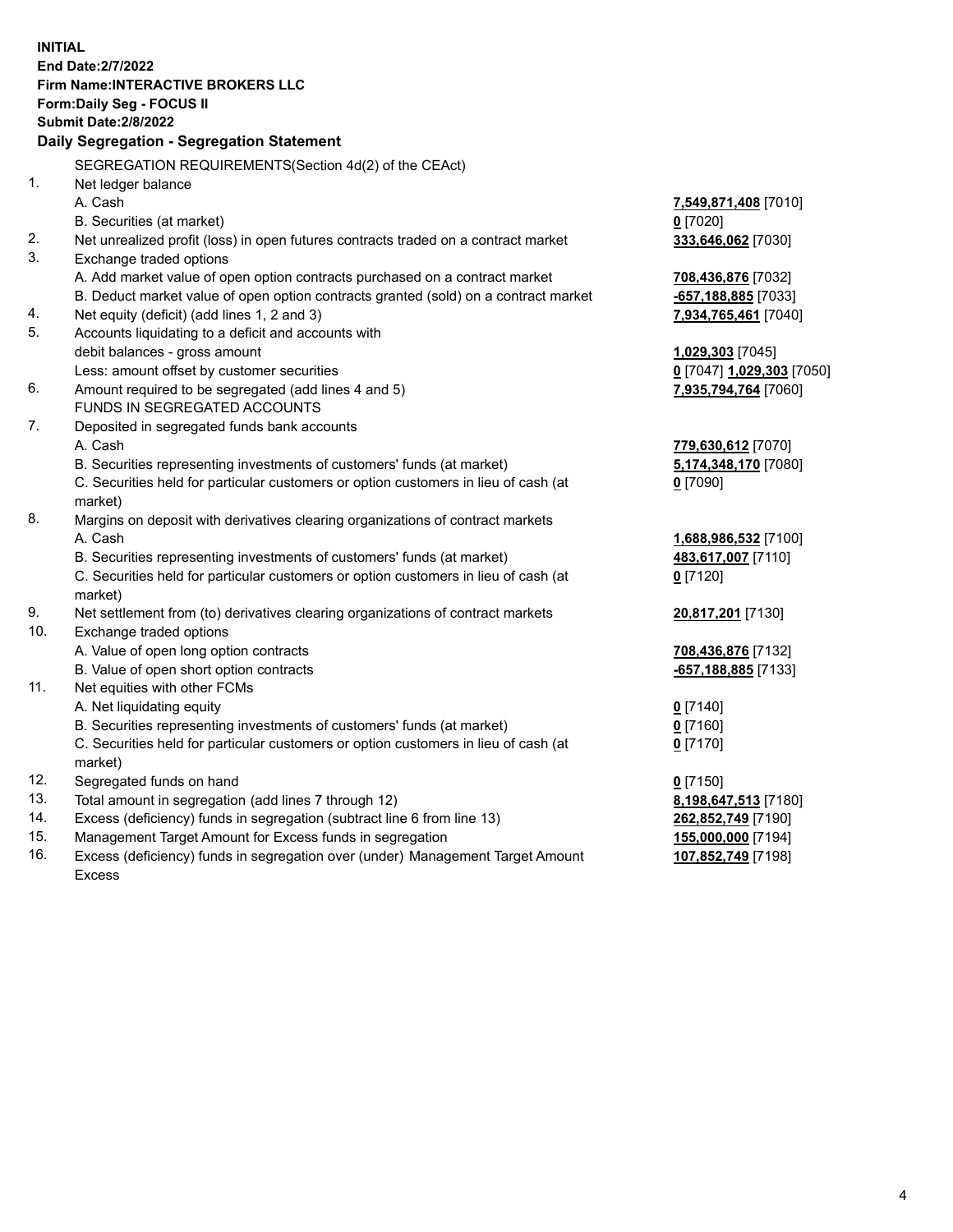**INITIAL**
**End Date:2/7/2022**
**Firm Name:INTERACTIVE BROKERS LLC**
**Form:Daily Seg - FOCUS II**
**Submit Date:2/8/2022**

**Daily Segregation - Segregation Statement**

SEGREGATION REQUIREMENTS(Section 4d(2) of the CEAct)

| | | |
|---|---|---|
| 1. | Net ledger balance | |
| | A. Cash | **7,549,871,408** [7010] |
| | B. Securities (at market) | **0** [7020] |
| 2. | Net unrealized profit (loss) in open futures contracts traded on a contract market | **333,646,062** [7030] |
| 3. | Exchange traded options | |
| | A. Add market value of open option contracts purchased on a contract market | **708,436,876** [7032] |
| | B. Deduct market value of open option contracts granted (sold) on a contract market | **-657,188,885** [7033] |
| 4. | Net equity (deficit) (add lines 1, 2 and 3) | **7,934,765,461** [7040] |
| 5. | Accounts liquidating to a deficit and accounts with debit balances - gross amount | **1,029,303** [7045] |
| | Less: amount offset by customer securities | **0** [7047] **1,029,303** [7050] |
| 6. | Amount required to be segregated (add lines 4 and 5) | **7,935,794,764** [7060] |
| | FUNDS IN SEGREGATED ACCOUNTS | |
| 7. | Deposited in segregated funds bank accounts | |
| | A. Cash | **779,630,612** [7070] |
| | B. Securities representing investments of customers' funds (at market) | **5,174,348,170** [7080] |
| | C. Securities held for particular customers or option customers in lieu of cash (at market) | **0** [7090] |
| 8. | Margins on deposit with derivatives clearing organizations of contract markets | |
| | A. Cash | **1,688,986,532** [7100] |
| | B. Securities representing investments of customers' funds (at market) | **483,617,007** [7110] |
| | C. Securities held for particular customers or option customers in lieu of cash (at market) | **0** [7120] |
| 9. | Net settlement from (to) derivatives clearing organizations of contract markets | **20,817,201** [7130] |
| 10. | Exchange traded options | |
| | A. Value of open long option contracts | **708,436,876** [7132] |
| | B. Value of open short option contracts | **-657,188,885** [7133] |
| 11. | Net equities with other FCMs | |
| | A. Net liquidating equity | **0** [7140] |
| | B. Securities representing investments of customers' funds (at market) | **0** [7160] |
| | C. Securities held for particular customers or option customers in lieu of cash (at market) | **0** [7170] |
| 12. | Segregated funds on hand | **0** [7150] |
| 13. | Total amount in segregation (add lines 7 through 12) | **8,198,647,513** [7180] |
| 14. | Excess (deficiency) funds in segregation (subtract line 6 from line 13) | **262,852,749** [7190] |
| 15. | Management Target Amount for Excess funds in segregation | **155,000,000** [7194] |
| 16. | Excess (deficiency) funds in segregation over (under) Management Target Amount Excess | **107,852,749** [7198] |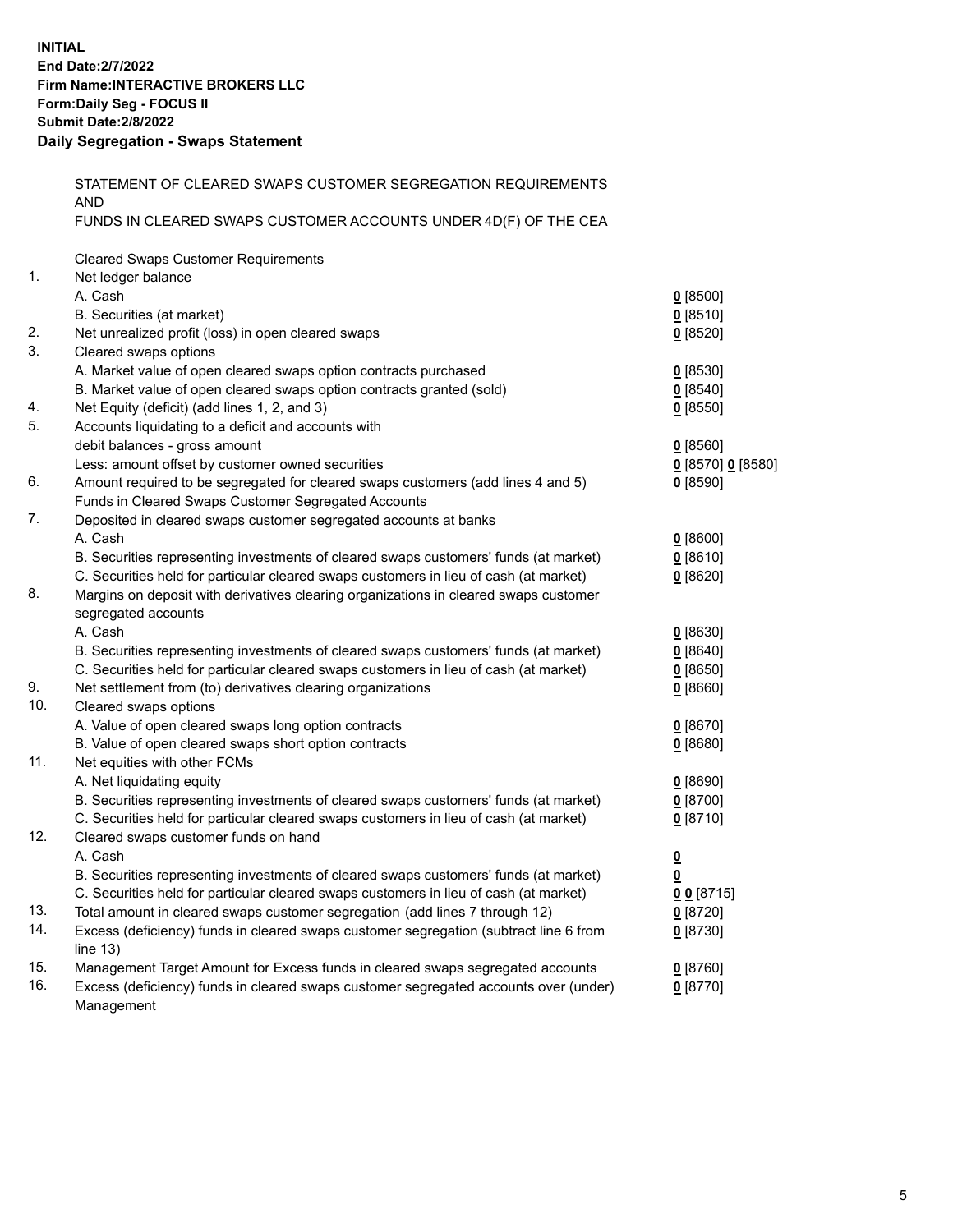**INITIAL**
**End Date:2/7/2022**
**Firm Name:INTERACTIVE BROKERS LLC**
**Form:Daily Seg - FOCUS II**
**Submit Date:2/8/2022**
**Daily Segregation - Swaps Statement**

STATEMENT OF CLEARED SWAPS CUSTOMER SEGREGATION REQUIREMENTS AND FUNDS IN CLEARED SWAPS CUSTOMER ACCOUNTS UNDER 4D(F) OF THE CEA

| | | |
|---|---|---|
| | Cleared Swaps Customer Requirements | |
| 1. | Net ledger balance | |
| | A. Cash | 0 [8500] |
| | B. Securities (at market) | 0 [8510] |
| 2. | Net unrealized profit (loss) in open cleared swaps | 0 [8520] |
| 3. | Cleared swaps options | |
| | A. Market value of open cleared swaps option contracts purchased | 0 [8530] |
| | B. Market value of open cleared swaps option contracts granted (sold) | 0 [8540] |
| 4. | Net Equity (deficit) (add lines 1, 2, and 3) | 0 [8550] |
| 5. | Accounts liquidating to a deficit and accounts with debit balances - gross amount | 0 [8560] |
| | Less: amount offset by customer owned securities | 0 [8570] 0 [8580] |
| 6. | Amount required to be segregated for cleared swaps customers (add lines 4 and 5) | 0 [8590] |
| | Funds in Cleared Swaps Customer Segregated Accounts | |
| 7. | Deposited in cleared swaps customer segregated accounts at banks | |
| | A. Cash | 0 [8600] |
| | B. Securities representing investments of cleared swaps customers' funds (at market) | 0 [8610] |
| | C. Securities held for particular cleared swaps customers in lieu of cash (at market) | 0 [8620] |
| 8. | Margins on deposit with derivatives clearing organizations in cleared swaps customer segregated accounts | |
| | A. Cash | 0 [8630] |
| | B. Securities representing investments of cleared swaps customers' funds (at market) | 0 [8640] |
| | C. Securities held for particular cleared swaps customers in lieu of cash (at market) | 0 [8650] |
| 9. | Net settlement from (to) derivatives clearing organizations | 0 [8660] |
| 10. | Cleared swaps options | |
| | A. Value of open cleared swaps long option contracts | 0 [8670] |
| | B. Value of open cleared swaps short option contracts | 0 [8680] |
| 11. | Net equities with other FCMs | |
| | A. Net liquidating equity | 0 [8690] |
| | B. Securities representing investments of cleared swaps customers' funds (at market) | 0 [8700] |
| | C. Securities held for particular cleared swaps customers in lieu of cash (at market) | 0 [8710] |
| 12. | Cleared swaps customer funds on hand | |
| | A. Cash | 0 |
| | B. Securities representing investments of cleared swaps customers' funds (at market) | 0 |
| | C. Securities held for particular cleared swaps customers in lieu of cash (at market) | 0 0 [8715] |
| 13. | Total amount in cleared swaps customer segregation (add lines 7 through 12) | 0 [8720] |
| 14. | Excess (deficiency) funds in cleared swaps customer segregation (subtract line 6 from line 13) | 0 [8730] |
| 15. | Management Target Amount for Excess funds in cleared swaps segregated accounts | 0 [8760] |
| 16. | Excess (deficiency) funds in cleared swaps customer segregated accounts over (under) Management | 0 [8770] |